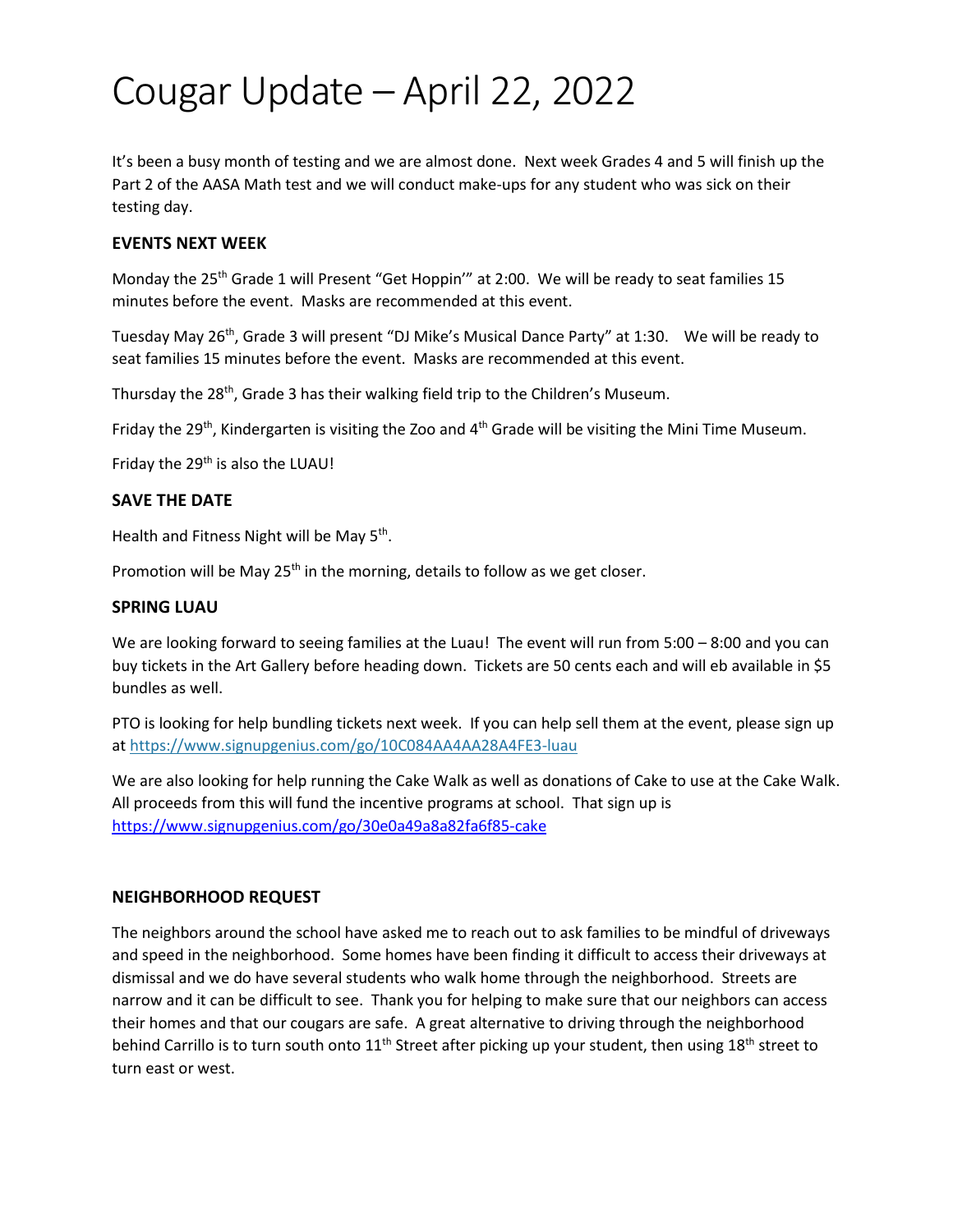# Cougar Update – April 22, 2022

It's been a busy month of testing and we are almost done. Next week Grades 4 and 5 will finish up the Part 2 of the AASA Math test and we will conduct make-ups for any student who was sick on their testing day.

### EVENTS NEXT WEEK

Monday the 25th Grade 1 will Present "Get Hoppin'" at 2:00. We will be ready to seat families 15 minutes before the event. Masks are recommended at this event.

Tuesday May 26th, Grade 3 will present "DJ Mike's Musical Dance Party" at 1:30. We will be ready to seat families 15 minutes before the event. Masks are recommended at this event.

Thursday the 28th, Grade 3 has their walking field trip to the Children's Museum.

Friday the 29th, Kindergarten is visiting the Zoo and 4th Grade will be visiting the Mini Time Museum.

Friday the 29th is also the LUAU!

### SAVE THE DATE

Health and Fitness Night will be May 5th.

Promotion will be May 25th in the morning, details to follow as we get closer.

### SPRING LUAU

We are looking forward to seeing families at the Luau! The event will run from 5:00 – 8:00 and you can buy tickets in the Art Gallery before heading down. Tickets are 50 cents each and will eb available in $5 bundles as well.

PTO is looking for help bundling tickets next week. If you can help sell them at the event, please sign up at https://www.signupgenius.com/go/10C084AA4AA28A4FE3-luau

We are also looking for help running the Cake Walk as well as donations of Cake to use at the Cake Walk. All proceeds from this will fund the incentive programs at school. That sign up is https://www.signupgenius.com/go/30e0a49a8a82fa6f85-cake

### NEIGHBORHOOD REQUEST

The neighbors around the school have asked me to reach out to ask families to be mindful of driveways and speed in the neighborhood. Some homes have been finding it difficult to access their driveways at dismissal and we do have several students who walk home through the neighborhood. Streets are narrow and it can be difficult to see. Thank you for helping to make sure that our neighbors can access their homes and that our cougars are safe. A great alternative to driving through the neighborhood behind Carrillo is to turn south onto 11th Street after picking up your student, then using 18th street to turn east or west.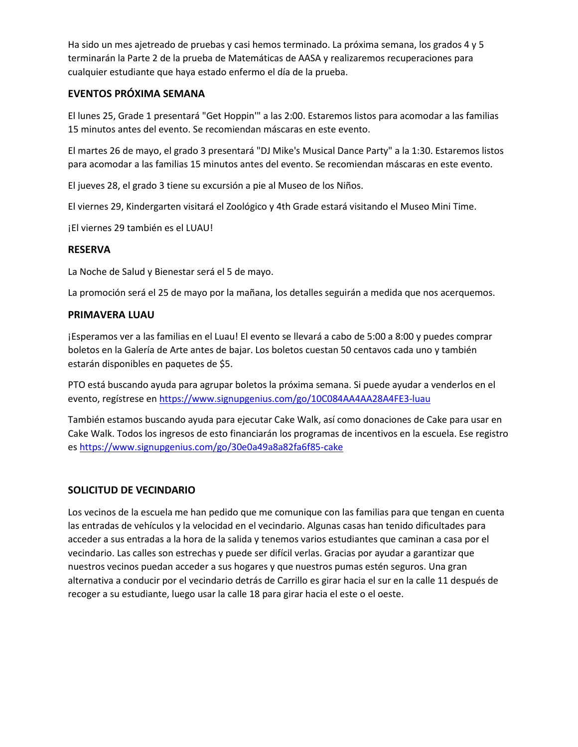Ha sido un mes ajetreado de pruebas y casi hemos terminado. La próxima semana, los grados 4 y 5 terminarán la Parte 2 de la prueba de Matemáticas de AASA y realizaremos recuperaciones para cualquier estudiante que haya estado enfermo el día de la prueba.

## EVENTOS PRÓXIMA SEMANA

El lunes 25, Grade 1 presentará "Get Hoppin'" a las 2:00. Estaremos listos para acomodar a las familias 15 minutos antes del evento. Se recomiendan máscaras en este evento.

El martes 26 de mayo, el grado 3 presentará "DJ Mike's Musical Dance Party" a la 1:30. Estaremos listos para acomodar a las familias 15 minutos antes del evento. Se recomiendan máscaras en este evento.

El jueves 28, el grado 3 tiene su excursión a pie al Museo de los Niños.

El viernes 29, Kindergarten visitará el Zoológico y 4th Grade estará visitando el Museo Mini Time.

¡El viernes 29 también es el LUAU!

## RESERVA

La Noche de Salud y Bienestar será el 5 de mayo.

La promoción será el 25 de mayo por la mañana, los detalles seguirán a medida que nos acerquemos.

## PRIMAVERA LUAU

¡Esperamos ver a las familias en el Luau! El evento se llevará a cabo de 5:00 a 8:00 y puedes comprar boletos en la Galería de Arte antes de bajar. Los boletos cuestan 50 centavos cada uno y también estarán disponibles en paquetes de $5.

PTO está buscando ayuda para agrupar boletos la próxima semana. Si puede ayudar a venderlos en el evento, regístrese en https://www.signupgenius.com/go/10C084AA4AA28A4FE3-luau

También estamos buscando ayuda para ejecutar Cake Walk, así como donaciones de Cake para usar en Cake Walk. Todos los ingresos de esto financiarán los programas de incentivos en la escuela. Ese registro es https://www.signupgenius.com/go/30e0a49a8a82fa6f85-cake

## SOLICITUD DE VECINDARIO

Los vecinos de la escuela me han pedido que me comunique con las familias para que tengan en cuenta las entradas de vehículos y la velocidad en el vecindario. Algunas casas han tenido dificultades para acceder a sus entradas a la hora de la salida y tenemos varios estudiantes que caminan a casa por el vecindario. Las calles son estrechas y puede ser difícil verlas. Gracias por ayudar a garantizar que nuestros vecinos puedan acceder a sus hogares y que nuestros pumas estén seguros. Una gran alternativa a conducir por el vecindario detrás de Carrillo es girar hacia el sur en la calle 11 después de recoger a su estudiante, luego usar la calle 18 para girar hacia el este o el oeste.